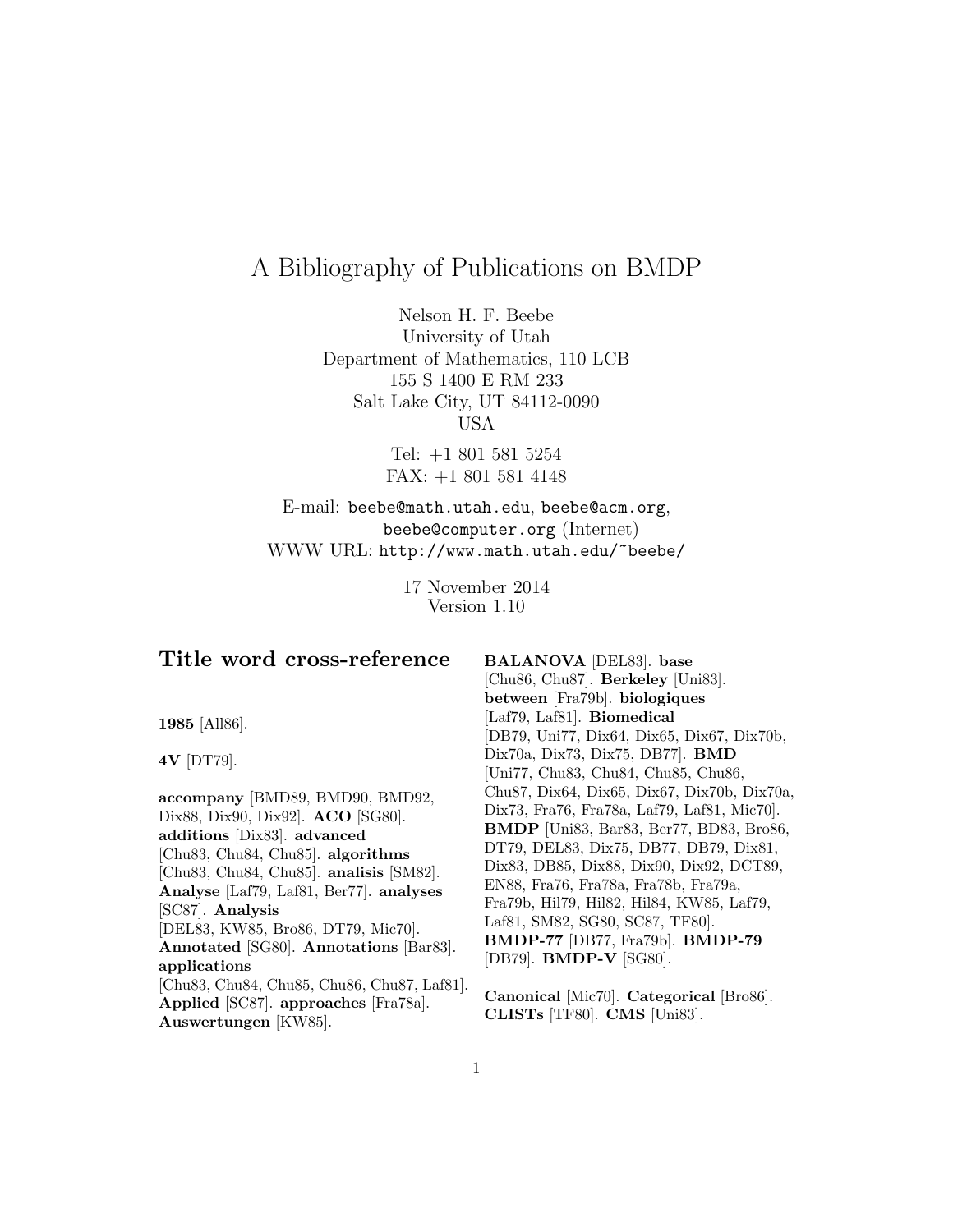# A Bibliography of Publications on BMDP

Nelson H. F. Beebe
University of Utah
Department of Mathematics, 110 LCB
155 S 1400 E RM 233
Salt Lake City, UT 84112-0090
USA

Tel: +1 801 581 5254
FAX: +1 801 581 4148

E-mail: beebe@math.utah.edu, beebe@acm.org, beebe@computer.org (Internet)
WWW URL: http://www.math.utah.edu/~beebe/

17 November 2014
Version 1.10

## Title word cross-reference

**1985** [All86].

**4V** [DT79].

**accompany** [BMD89, BMD90, BMD92, Dix88, Dix90, Dix92]. **ACO** [SG80]. **additions** [Dix83]. **advanced** [Chu83, Chu84, Chu85]. **algorithms** [Chu83, Chu84, Chu85]. **analisis** [SM82]. **Analyse** [Laf79, Laf81, Ber77]. **analyses** [SC87]. **Analysis** [DEL83, KW85, Bro86, DT79, Mic70]. **Annotated** [SG80]. **Annotations** [Bar83]. **applications** [Chu83, Chu84, Chu85, Chu86, Chu87, Laf81]. **Applied** [SC87]. **approaches** [Fra78a]. **Auswertungen** [KW85].

**BALANOVA** [DEL83]. **base** [Chu86, Chu87]. **Berkeley** [Uni83]. **between** [Fra79b]. **biologiques** [Laf79, Laf81]. **Biomedical** [DB79, Uni77, Dix64, Dix65, Dix67, Dix70b, Dix70a, Dix73, Dix75, DB77]. **BMD** [Uni77, Chu83, Chu84, Chu85, Chu86, Chu87, Dix64, Dix65, Dix67, Dix70b, Dix70a, Dix73, Fra76, Fra78a, Laf79, Laf81, Mic70]. **BMDP** [Uni83, Bar83, Ber77, BD83, Bro86, DT79, DEL83, Dix75, DB77, DB79, Dix81, Dix83, DB85, Dix88, Dix90, Dix92, DCT89, EN88, Fra76, Fra78a, Fra78b, Fra79a, Fra79b, Hil79, Hil82, Hil84, KW85, Laf79, Laf81, SM82, SG80, SC87, TF80]. **BMDP-77** [DB77, Fra79b]. **BMDP-79** [DB79]. **BMDP-V** [SG80].

**Canonical** [Mic70]. **Categorical** [Bro86]. **CLISTs** [TF80]. **CMS** [Uni83].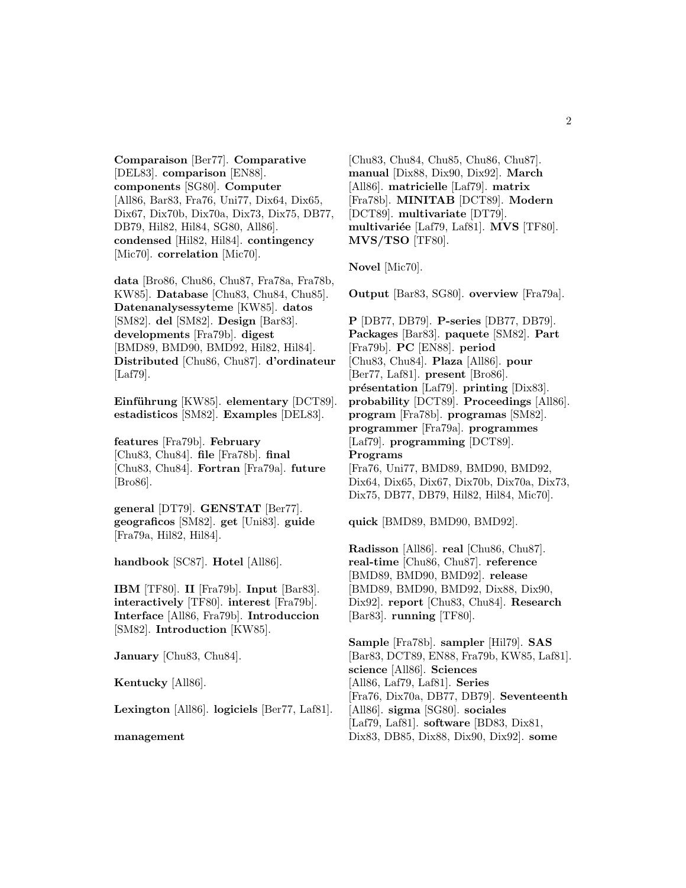**Comparaison** [Ber77]. **Comparative** [DEL83]. **comparison** [EN88]. **components** [SG80]. **Computer** [All86, Bar83, Fra76, Uni77, Dix64, Dix65, Dix67, Dix70b, Dix70a, Dix73, Dix75, DB77, DB79, Hil82, Hil84, SG80, All86]. **condensed** [Hil82, Hil84]. **contingency** [Mic70]. **correlation** [Mic70].

**data** [Bro86, Chu86, Chu87, Fra78a, Fra78b, KW85]. **Database** [Chu83, Chu84, Chu85]. **Datenanalysessyteme** [KW85]. **datos** [SM82]. **del** [SM82]. **Design** [Bar83]. **developments** [Fra79b]. **digest** [BMD89, BMD90, BMD92, Hil82, Hil84]. **Distributed** [Chu86, Chu87]. **d'ordinateur** [Laf79].

**Einführung** [KW85]. **elementary** [DCT89]. **estadisticos** [SM82]. **Examples** [DEL83].

**features** [Fra79b]. **February** [Chu83, Chu84]. **file** [Fra78b]. **final** [Chu83, Chu84]. **Fortran** [Fra79a]. **future** [Bro86].

**general** [DT79]. **GENSTAT** [Ber77]. **geograficos** [SM82]. **get** [Uni83]. **guide** [Fra79a, Hil82, Hil84].

**handbook** [SC87]. **Hotel** [All86].

**IBM** [TF80]. **II** [Fra79b]. **Input** [Bar83]. **interactively** [TF80]. **interest** [Fra79b]. **Interface** [All86, Fra79b]. **Introduccion** [SM82]. **Introduction** [KW85].

**January** [Chu83, Chu84].

**Kentucky** [All86].

**Lexington** [All86]. **logiciels** [Ber77, Laf81].

**management** [Chu83, Chu84, Chu85, Chu86, Chu87]. **manual** [Dix88, Dix90, Dix92]. **March** [All86]. **matricielle** [Laf79]. **matrix** [Fra78b]. **MINITAB** [DCT89]. **Modern** [DCT89]. **multivariate** [DT79]. **multivariée** [Laf79, Laf81]. **MVS** [TF80]. **MVS/TSO** [TF80].

**Novel** [Mic70].

**Output** [Bar83, SG80]. **overview** [Fra79a].

**P** [DB77, DB79]. **P-series** [DB77, DB79]. **Packages** [Bar83]. **paquete** [SM82]. **Part** [Fra79b]. **PC** [EN88]. **period** [Chu83, Chu84]. **Plaza** [All86]. **pour** [Ber77, Laf81]. **present** [Bro86]. **présentation** [Laf79]. **printing** [Dix83]. **probability** [DCT89]. **Proceedings** [All86]. **program** [Fra78b]. **programas** [SM82]. **programmer** [Fra79a]. **programmes** [Laf79]. **programming** [DCT89]. **Programs** [Fra76, Uni77, BMD89, BMD90, BMD92, Dix64, Dix65, Dix67, Dix70b, Dix70a, Dix73, Dix75, DB77, DB79, Hil82, Hil84, Mic70].

**quick** [BMD89, BMD90, BMD92].

**Radisson** [All86]. **real** [Chu86, Chu87]. **real-time** [Chu86, Chu87]. **reference** [BMD89, BMD90, BMD92]. **release** [BMD89, BMD90, BMD92, Dix88, Dix90, Dix92]. **report** [Chu83, Chu84]. **Research** [Bar83]. **running** [TF80].

**Sample** [Fra78b]. **sampler** [Hil79]. **SAS** [Bar83, DCT89, EN88, Fra79b, KW85, Laf81]. **science** [All86]. **Sciences** [All86, Laf79, Laf81]. **Series** [Fra76, Dix70a, DB77, DB79]. **Seventeenth** [All86]. **sigma** [SG80]. **sociales** [Laf79, Laf81]. **software** [BD83, Dix81, Dix83, DB85, Dix88, Dix90, Dix92]. **some**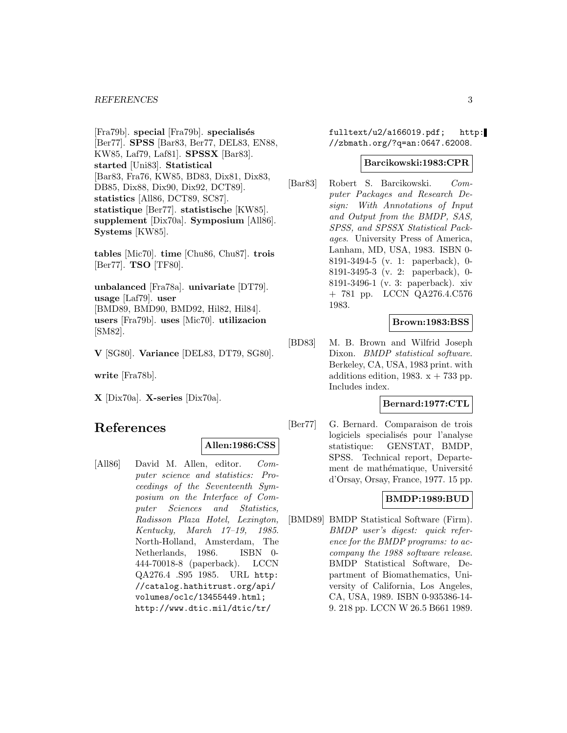[Fra79b]. **special** [Fra79b]. **specialisés** [Ber77]. **SPSS** [Bar83, Ber77, DEL83, EN88, KW85, Laf79, Laf81]. **SPSSX** [Bar83]. **started** [Uni83]. **Statistical** [Bar83, Fra76, KW85, BD83, Dix81, Dix83, DB85, Dix88, Dix90, Dix92, DCT89]. **statistics** [All86, DCT89, SC87]. **statistique** [Ber77]. **statistische** [KW85]. **supplement** [Dix70a]. **Symposium** [All86]. **Systems** [KW85].

**tables** [Mic70]. **time** [Chu86, Chu87]. **trois** [Ber77]. **TSO** [TF80].

**unbalanced** [Fra78a]. **univariate** [DT79]. **usage** [Laf79]. **user** [BMD89, BMD90, BMD92, Hil82, Hil84]. **users** [Fra79b]. **uses** [Mic70]. **utilizacion** [SM82].

**V** [SG80]. **Variance** [DEL83, DT79, SG80].

**write** [Fra78b].

**X** [Dix70a]. **X-series** [Dix70a].

# References

**Allen:1986:CSS**

[All86] David M. Allen, editor. *Computer science and statistics: Proceedings of the Seventeenth Symposium on the Interface of Computer Sciences and Statistics, Radisson Plaza Hotel, Lexington, Kentucky, March 17–19, 1985*. North-Holland, Amsterdam, The Netherlands, 1986. ISBN 0-444-70018-8 (paperback). LCCN QA276.4 .S95 1985. URL http://catalog.hathitrust.org/api/volumes/oclc/13455449.html; http://www.dtic.mil/dtic/tr/fulltext/u2/a166019.pdf; http://zbmath.org/?q=an:0647.62008.

**Barcikowski:1983:CPR**

[Bar83] Robert S. Barcikowski. *Computer Packages and Research Design: With Annotations of Input and Output from the BMDP, SAS, SPSS, and SPSSX Statistical Packages*. University Press of America, Lanham, MD, USA, 1983. ISBN 0-8191-3494-5 (v. 1: paperback), 0-8191-3495-3 (v. 2: paperback), 0-8191-3496-1 (v. 3: paperback). xiv + 781 pp. LCCN QA276.4.C576 1983.

**Brown:1983:BSS**

[BD83] M. B. Brown and Wilfrid Joseph Dixon. *BMDP statistical software*. Berkeley, CA, USA, 1983 print. with additions edition, 1983. x + 733 pp. Includes index.

**Bernard:1977:CTL**

[Ber77] G. Bernard. Comparaison de trois logiciels specialisés pour l'analyse statistique: GENSTAT, BMDP, SPSS. Technical report, Departement de mathématique, Université d'Orsay, Orsay, France, 1977. 15 pp.

**BMDP:1989:BUD**

[BMD89] BMDP Statistical Software (Firm). *BMDP user's digest: quick reference for the BMDP programs: to accompany the 1988 software release*. BMDP Statistical Software, Department of Biomathematics, University of California, Los Angeles, CA, USA, 1989. ISBN 0-935386-14-9. 218 pp. LCCN W 26.5 B661 1989.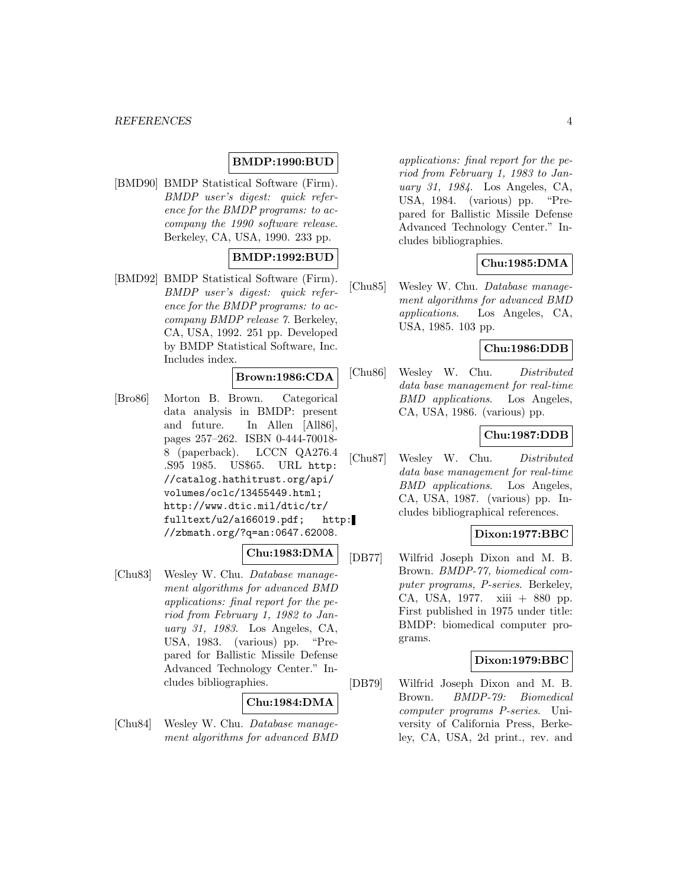**BMDP:1990:BUD**

[BMD90] BMDP Statistical Software (Firm). *BMDP user's digest: quick reference for the BMDP programs: to accompany the 1990 software release*. Berkeley, CA, USA, 1990. 233 pp.

**BMDP:1992:BUD**

[BMD92] BMDP Statistical Software (Firm). *BMDP user's digest: quick reference for the BMDP programs: to accompany BMDP release 7*. Berkeley, CA, USA, 1992. 251 pp. Developed by BMDP Statistical Software, Inc. Includes index.

**Brown:1986:CDA**

[Bro86] Morton B. Brown. Categorical data analysis in BMDP: present and future. In Allen [All86], pages 257–262. ISBN 0-444-70018-8 (paperback). LCCN QA276.4 .S95 1985. US$65. URL `http://catalog.hathitrust.org/api/volumes/oclc/13455449.html; http://www.dtic.mil/dtic/tr/fulltext/u2/a166019.pdf; http://zbmath.org/?q=an:0647.62008`.

**Chu:1983:DMA**

[Chu83] Wesley W. Chu. *Database management algorithms for advanced BMD applications: final report for the period from February 1, 1982 to January 31, 1983*. Los Angeles, CA, USA, 1983. (various) pp. "Prepared for Ballistic Missile Defense Advanced Technology Center." Includes bibliographies.

**Chu:1984:DMA**

[Chu84] Wesley W. Chu. *Database management algorithms for advanced BMD applications: final report for the period from February 1, 1983 to January 31, 1984*. Los Angeles, CA, USA, 1984. (various) pp. "Prepared for Ballistic Missile Defense Advanced Technology Center." Includes bibliographies.

**Chu:1985:DMA**

[Chu85] Wesley W. Chu. *Database management algorithms for advanced BMD applications*. Los Angeles, CA, USA, 1985. 103 pp.

**Chu:1986:DDB**

[Chu86] Wesley W. Chu. *Distributed data base management for real-time BMD applications*. Los Angeles, CA, USA, 1986. (various) pp.

**Chu:1987:DDB**

[Chu87] Wesley W. Chu. *Distributed data base management for real-time BMD applications*. Los Angeles, CA, USA, 1987. (various) pp. Includes bibliographical references.

**Dixon:1977:BBC**

[DB77] Wilfrid Joseph Dixon and M. B. Brown. *BMDP-77, biomedical computer programs, P-series*. Berkeley, CA, USA, 1977. xiii + 880 pp. First published in 1975 under title: BMDP: biomedical computer programs.

**Dixon:1979:BBC**

[DB79] Wilfrid Joseph Dixon and M. B. Brown. *BMDP-79: Biomedical computer programs P-series*. University of California Press, Berkeley, CA, USA, 2d print., rev. and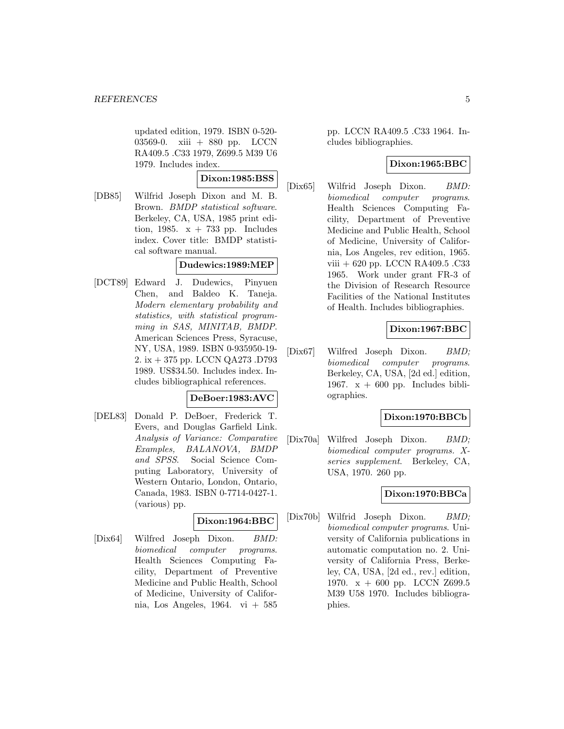updated edition, 1979. ISBN 0-520-03569-0. xiii + 880 pp. LCCN RA409.5 .C33 1979, Z699.5 M39 U6 1979. Includes index.

**Dixon:1985:BSS**

[DB85] Wilfrid Joseph Dixon and M. B. Brown. *BMDP statistical software*. Berkeley, CA, USA, 1985 print edition, 1985. x + 733 pp. Includes index. Cover title: BMDP statistical software manual.

**Dudewics:1989:MEP**

[DCT89] Edward J. Dudewics, Pinyuen Chen, and Baldeo K. Taneja. *Modern elementary probability and statistics, with statistical programming in SAS, MINITAB, BMDP*. American Sciences Press, Syracuse, NY, USA, 1989. ISBN 0-935950-19-2. ix + 375 pp. LCCN QA273 .D793 1989. US$34.50. Includes index. Includes bibliographical references.

**DeBoer:1983:AVC**

[DEL83] Donald P. DeBoer, Frederick T. Evers, and Douglas Garfield Link. *Analysis of Variance: Comparative Examples, BALANOVA, BMDP and SPSS*. Social Science Computing Laboratory, University of Western Ontario, London, Ontario, Canada, 1983. ISBN 0-7714-0427-1. (various) pp.

**Dixon:1964:BBC**

[Dix64] Wilfred Joseph Dixon. *BMD: biomedical computer programs*. Health Sciences Computing Facility, Department of Preventive Medicine and Public Health, School of Medicine, University of California, Los Angeles, 1964. vi + 585 pp. LCCN RA409.5 .C33 1964. Includes bibliographies.

**Dixon:1965:BBC**

[Dix65] Wilfrid Joseph Dixon. *BMD: biomedical computer programs*. Health Sciences Computing Facility, Department of Preventive Medicine and Public Health, School of Medicine, University of California, Los Angeles, rev edition, 1965. viii + 620 pp. LCCN RA409.5 .C33 1965. Work under grant FR-3 of the Division of Research Resource Facilities of the National Institutes of Health. Includes bibliographies.

**Dixon:1967:BBC**

[Dix67] Wilfred Joseph Dixon. *BMD; biomedical computer programs*. Berkeley, CA, USA, [2d ed.] edition, 1967. x + 600 pp. Includes bibliographies.

**Dixon:1970:BBCb**

[Dix70a] Wilfred Joseph Dixon. *BMD; biomedical computer programs. X-series supplement*. Berkeley, CA, USA, 1970. 260 pp.

**Dixon:1970:BBCa**

[Dix70b] Wilfrid Joseph Dixon. *BMD; biomedical computer programs*. University of California publications in automatic computation no. 2. University of California Press, Berkeley, CA, USA, [2d ed., rev.] edition, 1970. x + 600 pp. LCCN Z699.5 M39 U58 1970. Includes bibliographies.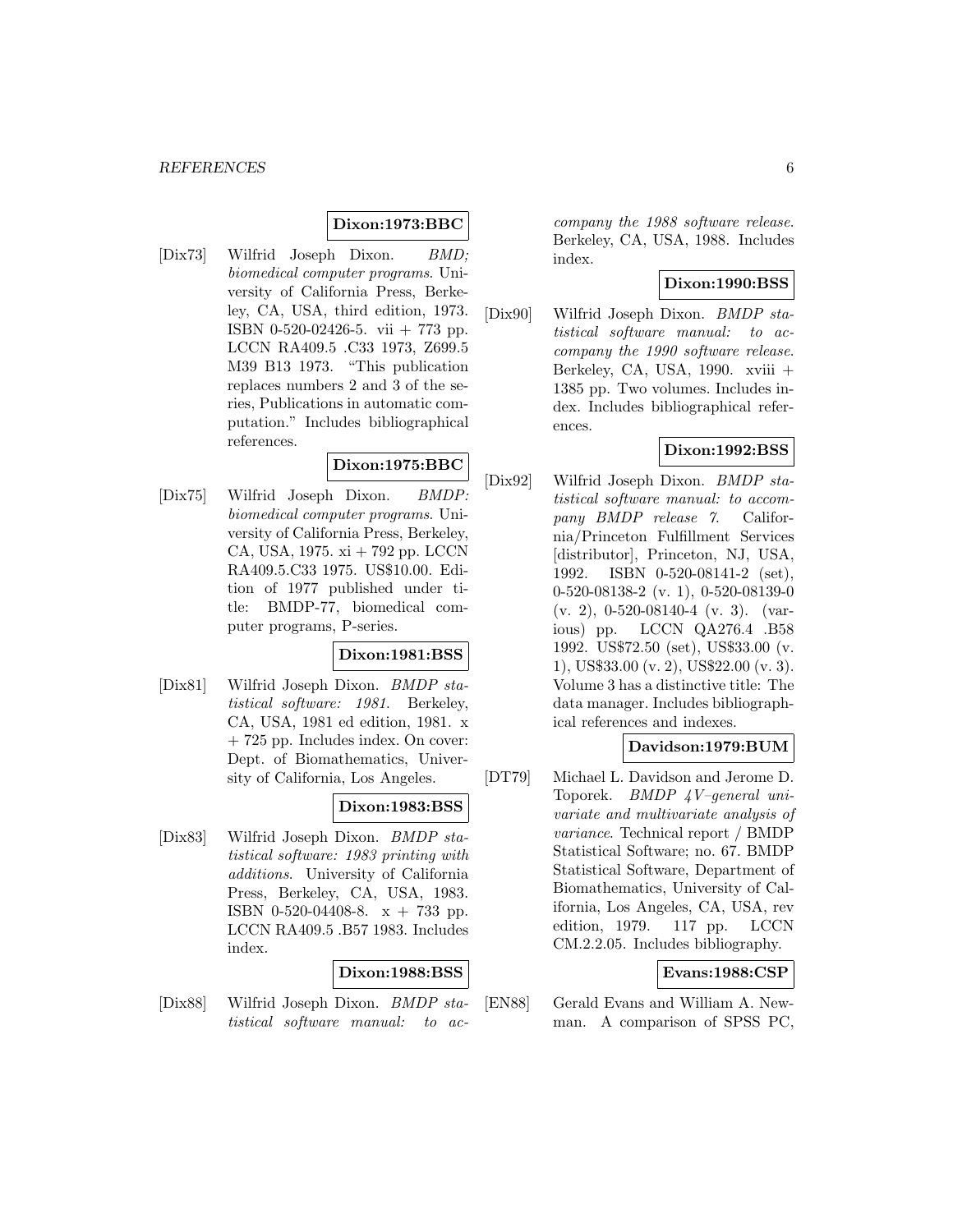**Dixon:1973:BBC**

[Dix73] Wilfrid Joseph Dixon. *BMD; biomedical computer programs*. University of California Press, Berkeley, CA, USA, third edition, 1973. ISBN 0-520-02426-5. vii + 773 pp. LCCN RA409.5 .C33 1973, Z699.5 M39 B13 1973. "This publication replaces numbers 2 and 3 of the series, Publications in automatic computation." Includes bibliographical references.

**Dixon:1975:BBC**

[Dix75] Wilfrid Joseph Dixon. *BMDP: biomedical computer programs*. University of California Press, Berkeley, CA, USA, 1975. xi + 792 pp. LCCN RA409.5.C33 1975. US$10.00. Edition of 1977 published under title: BMDP-77, biomedical computer programs, P-series.

**Dixon:1981:BSS**

[Dix81] Wilfrid Joseph Dixon. *BMDP statistical software: 1981*. Berkeley, CA, USA, 1981 ed edition, 1981. x + 725 pp. Includes index. On cover: Dept. of Biomathematics, University of California, Los Angeles.

**Dixon:1983:BSS**

[Dix83] Wilfrid Joseph Dixon. *BMDP statistical software: 1983 printing with additions*. University of California Press, Berkeley, CA, USA, 1983. ISBN 0-520-04408-8. x + 733 pp. LCCN RA409.5 .B57 1983. Includes index.

**Dixon:1988:BSS**

[Dix88] Wilfrid Joseph Dixon. *BMDP statistical software manual: to accompany the 1988 software release*. Berkeley, CA, USA, 1988. Includes index.

**Dixon:1990:BSS**

[Dix90] Wilfrid Joseph Dixon. *BMDP statistical software manual: to accompany the 1990 software release*. Berkeley, CA, USA, 1990. xviii + 1385 pp. Two volumes. Includes index. Includes bibliographical references.

**Dixon:1992:BSS**

[Dix92] Wilfrid Joseph Dixon. *BMDP statistical software manual: to accompany BMDP release 7*. California/Princeton Fulfillment Services [distributor], Princeton, NJ, USA, 1992. ISBN 0-520-08141-2 (set), 0-520-08138-2 (v. 1), 0-520-08139-0 (v. 2), 0-520-08140-4 (v. 3). (various) pp. LCCN QA276.4 .B58 1992. US$72.50 (set), US$33.00 (v. 1), US$33.00 (v. 2), US$22.00 (v. 3). Volume 3 has a distinctive title: The data manager. Includes bibliographical references and indexes.

**Davidson:1979:BUM**

[DT79] Michael L. Davidson and Jerome D. Toporek. *BMDP 4V–general univariate and multivariate analysis of variance*. Technical report / BMDP Statistical Software; no. 67. BMDP Statistical Software, Department of Biomathematics, University of California, Los Angeles, CA, USA, rev edition, 1979. 117 pp. LCCN CM.2.2.05. Includes bibliography.

**Evans:1988:CSP**

[EN88] Gerald Evans and William A. Newman. A comparison of SPSS PC,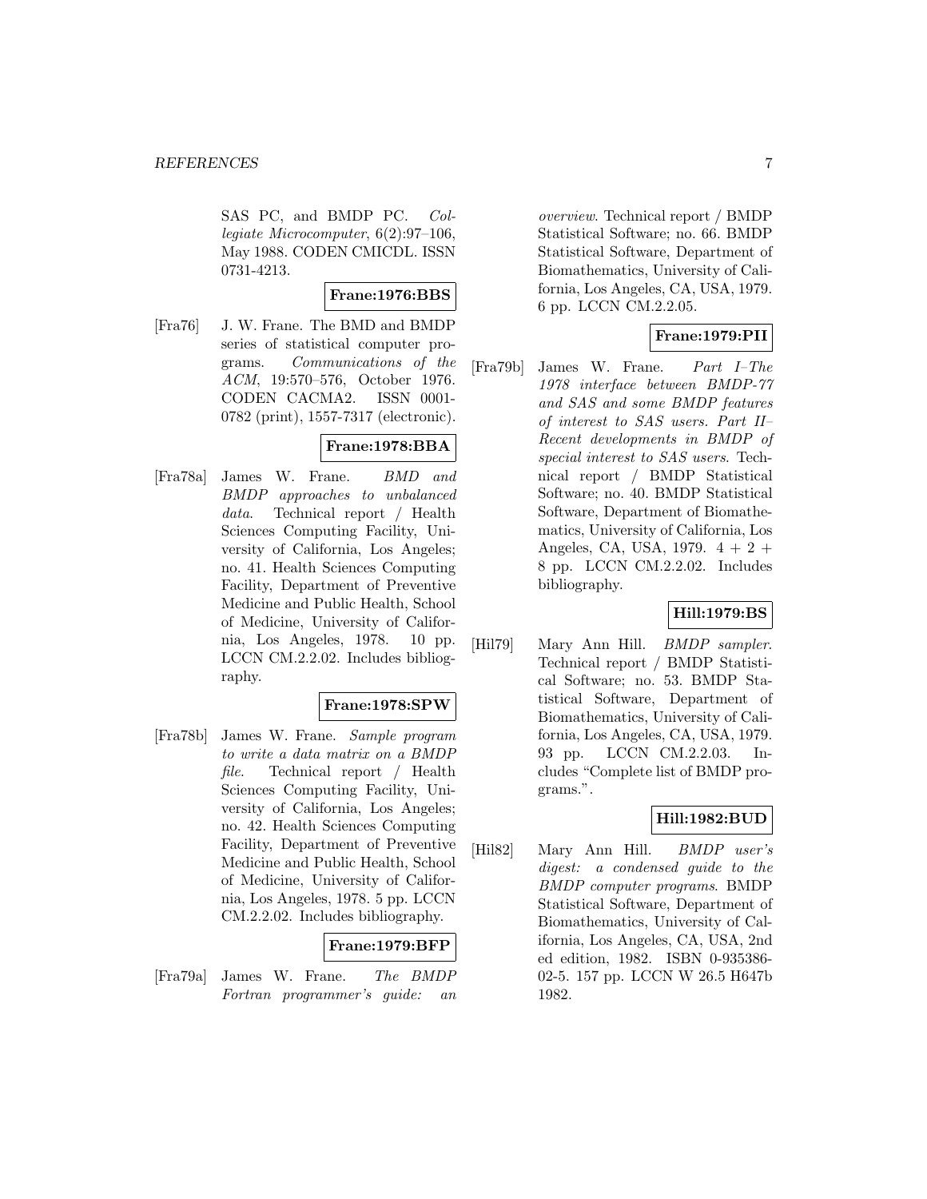SAS PC, and BMDP PC. *Collegiate Microcomputer*, 6(2):97–106, May 1988. CODEN CMICDL. ISSN 0731-4213.

**Frane:1976:BBS**

[Fra76] J. W. Frane. The BMD and BMDP series of statistical computer programs. *Communications of the ACM*, 19:570–576, October 1976. CODEN CACMA2. ISSN 0001-0782 (print), 1557-7317 (electronic).

**Frane:1978:BBA**

[Fra78a] James W. Frane. *BMD and BMDP approaches to unbalanced data*. Technical report / Health Sciences Computing Facility, University of California, Los Angeles; no. 41. Health Sciences Computing Facility, Department of Preventive Medicine and Public Health, School of Medicine, University of California, Los Angeles, 1978. 10 pp. LCCN CM.2.2.02. Includes bibliography.

**Frane:1978:SPW**

[Fra78b] James W. Frane. *Sample program to write a data matrix on a BMDP file*. Technical report / Health Sciences Computing Facility, University of California, Los Angeles; no. 42. Health Sciences Computing Facility, Department of Preventive Medicine and Public Health, School of Medicine, University of California, Los Angeles, 1978. 5 pp. LCCN CM.2.2.02. Includes bibliography.

**Frane:1979:BFP**

[Fra79a] James W. Frane. *The BMDP Fortran programmer's guide: an overview*. Technical report / BMDP Statistical Software; no. 66. BMDP Statistical Software, Department of Biomathematics, University of California, Los Angeles, CA, USA, 1979. 6 pp. LCCN CM.2.2.05.

**Frane:1979:PII**

[Fra79b] James W. Frane. *Part I–The 1978 interface between BMDP-77 and SAS and some BMDP features of interest to SAS users. Part II–Recent developments in BMDP of special interest to SAS users*. Technical report / BMDP Statistical Software; no. 40. BMDP Statistical Software, Department of Biomathematics, University of California, Los Angeles, CA, USA, 1979. 4 + 2 + 8 pp. LCCN CM.2.2.02. Includes bibliography.

**Hill:1979:BS**

[Hil79] Mary Ann Hill. *BMDP sampler*. Technical report / BMDP Statistical Software; no. 53. BMDP Statistical Software, Department of Biomathematics, University of California, Los Angeles, CA, USA, 1979. 93 pp. LCCN CM.2.2.03. Includes "Complete list of BMDP programs.".

**Hill:1982:BUD**

[Hil82] Mary Ann Hill. *BMDP user's digest: a condensed guide to the BMDP computer programs*. BMDP Statistical Software, Department of Biomathematics, University of California, Los Angeles, CA, USA, 2nd ed edition, 1982. ISBN 0-935386-02-5. 157 pp. LCCN W 26.5 H647b 1982.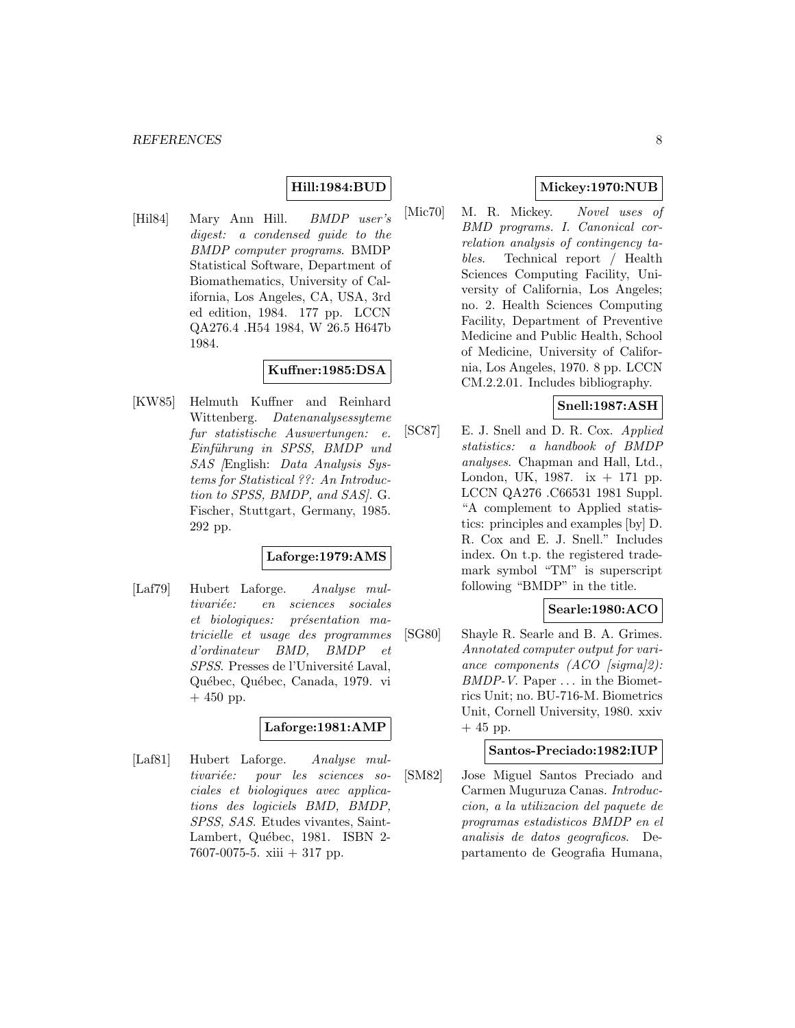**Hill:1984:BUD**

[Hil84] Mary Ann Hill. *BMDP user's digest: a condensed guide to the BMDP computer programs*. BMDP Statistical Software, Department of Biomathematics, University of California, Los Angeles, CA, USA, 3rd ed edition, 1984. 177 pp. LCCN QA276.4 .H54 1984, W 26.5 H647b 1984.

**Kuffner:1985:DSA**

[KW85] Helmuth Kuffner and Reinhard Wittenberg. *Datenanalysessyteme fur statistische Auswertungen: e. Einführung in SPSS, BMDP und SAS* [English: *Data Analysis Systems for Statistical ??: An Introduction to SPSS, BMDP, and SAS*]. G. Fischer, Stuttgart, Germany, 1985. 292 pp.

**Laforge:1979:AMS**

[Laf79] Hubert Laforge. *Analyse multivariée: en sciences sociales et biologiques: présentation matricielle et usage des programmes d'ordinateur BMD, BMDP et SPSS*. Presses de l'Université Laval, Québec, Québec, Canada, 1979. vi + 450 pp.

**Laforge:1981:AMP**

[Laf81] Hubert Laforge. *Analyse multivariée: pour les sciences sociales et biologiques avec applications des logiciels BMD, BMDP, SPSS, SAS*. Etudes vivantes, Saint-Lambert, Québec, 1981. ISBN 2-7607-0075-5. xiii + 317 pp.

**Mickey:1970:NUB**

[Mic70] M. R. Mickey. *Novel uses of BMD programs. I. Canonical correlation analysis of contingency tables*. Technical report / Health Sciences Computing Facility, University of California, Los Angeles; no. 2. Health Sciences Computing Facility, Department of Preventive Medicine and Public Health, School of Medicine, University of California, Los Angeles, 1970. 8 pp. LCCN CM.2.2.01. Includes bibliography.

**Snell:1987:ASH**

[SC87] E. J. Snell and D. R. Cox. *Applied statistics: a handbook of BMDP analyses*. Chapman and Hall, Ltd., London, UK, 1987. ix + 171 pp. LCCN QA276 .C66531 1981 Suppl. "A complement to Applied statistics: principles and examples [by] D. R. Cox and E. J. Snell." Includes index. On t.p. the registered trademark symbol "TM" is superscript following "BMDP" in the title.

**Searle:1980:ACO**

[SG80] Shayle R. Searle and B. A. Grimes. *Annotated computer output for variance components (ACO [sigma]2): BMDP-V*. Paper ... in the Biometrics Unit; no. BU-716-M. Biometrics Unit, Cornell University, 1980. xxiv + 45 pp.

**Santos-Preciado:1982:IUP**

[SM82] Jose Miguel Santos Preciado and Carmen Muguruza Canas. *Introduccion, a la utilizacion del paquete de programas estadisticos BMDP en el analisis de datos geograficos*. Departamento de Geografia Humana,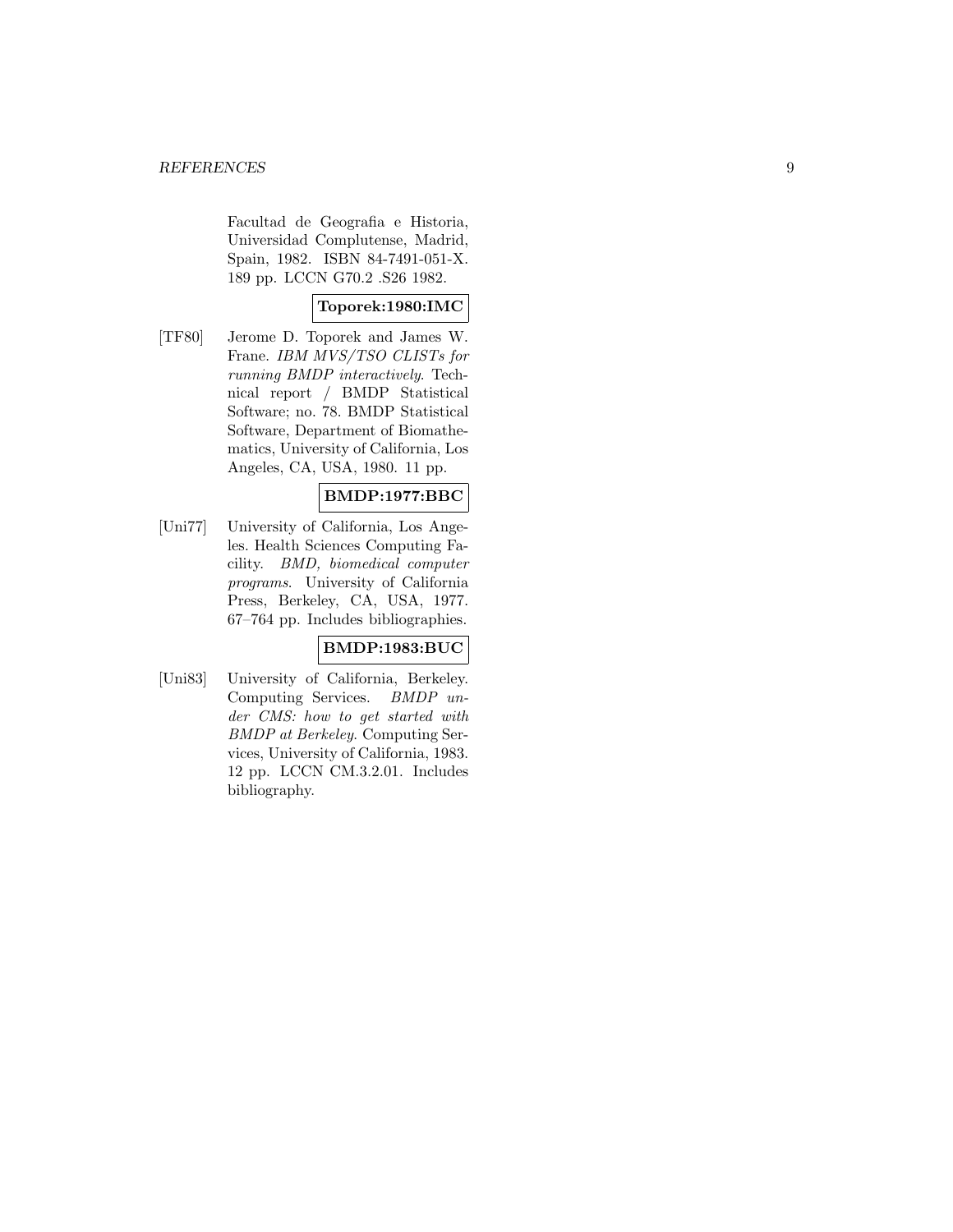Facultad de Geografia e Historia, Universidad Complutense, Madrid, Spain, 1982. ISBN 84-7491-051-X. 189 pp. LCCN G70.2 .S26 1982.

**Toporek:1980:IMC**

[TF80] Jerome D. Toporek and James W. Frane. *IBM MVS/TSO CLISTs for running BMDP interactively*. Technical report / BMDP Statistical Software; no. 78. BMDP Statistical Software, Department of Biomathematics, University of California, Los Angeles, CA, USA, 1980. 11 pp.

**BMDP:1977:BBC**

[Uni77] University of California, Los Angeles. Health Sciences Computing Facility. *BMD, biomedical computer programs*. University of California Press, Berkeley, CA, USA, 1977. 67–764 pp. Includes bibliographies.

**BMDP:1983:BUC**

[Uni83] University of California, Berkeley. Computing Services. *BMDP under CMS: how to get started with BMDP at Berkeley*. Computing Services, University of California, 1983. 12 pp. LCCN CM.3.2.01. Includes bibliography.